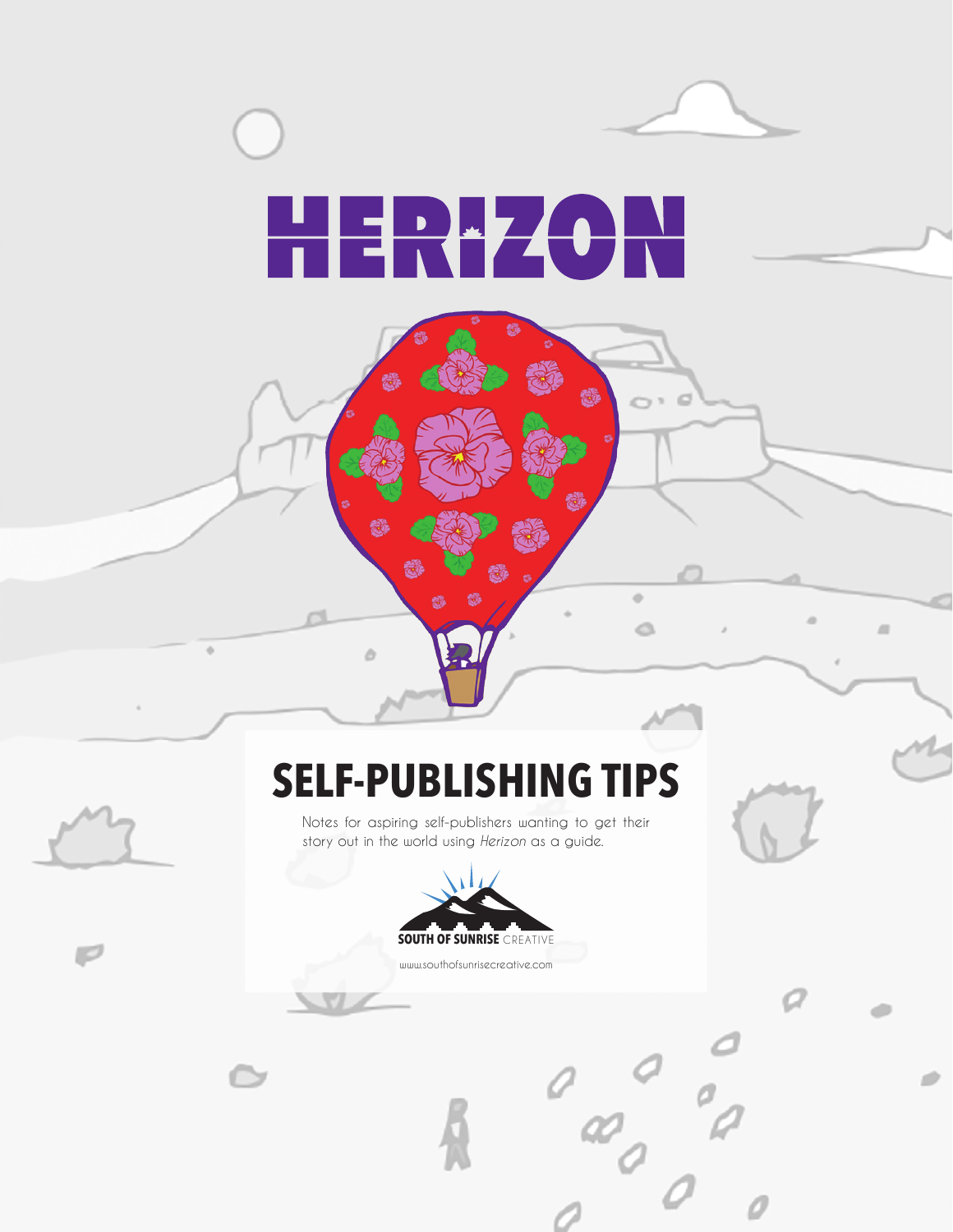# HERIZON

## SELF-PUBLISHING TIPS

Notes for aspiring self-publishers wanting to get their story out in the world using *Herizon* as a guide.

SOUTH OF SUNRISE CREATIVE

www.southofsunrisecreative.com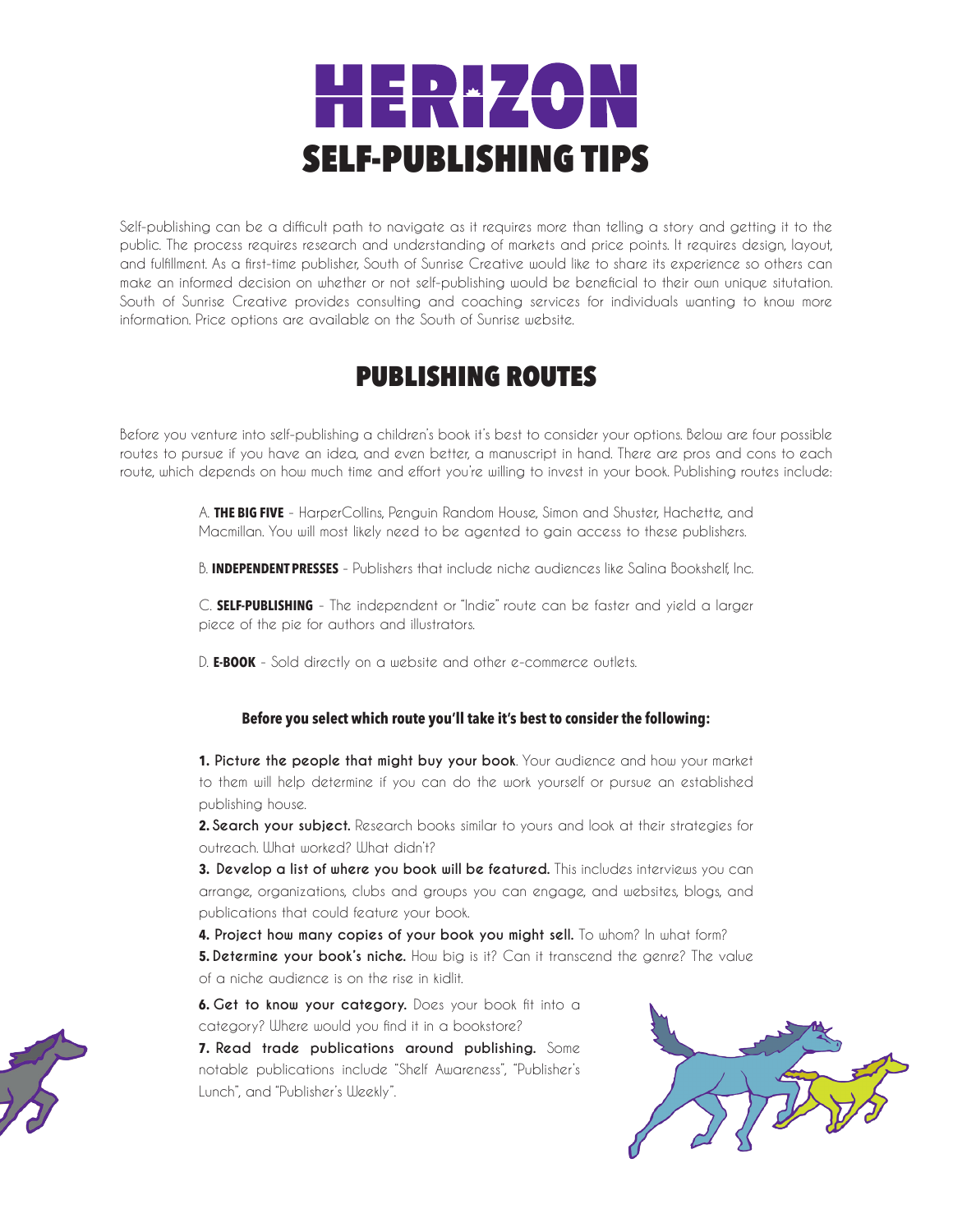# HERIZON

## SELF-PUBLISHING TIPS

Self-publishing can be a difficult path to navigate as it requires more than telling a story and getting it to the public. The process requires research and understanding of markets and price points. It requires design, layout, and fulfillment. As a first-time publisher, South of Sunrise Creative would like to share its experience so others can make an informed decision on whether or not self-publishing would be beneficial to their own unique situtation. South of Sunrise Creative provides consulting and coaching services for individuals wanting to know more information. Price options are available on the South of Sunrise website.

## PUBLISHING ROUTES

Before you venture into self-publishing a children's book it's best to consider your options. Below are four possible routes to pursue if you have an idea, and even better, a manuscript in hand. There are pros and cons to each route, which depends on how much time and effort you're willing to invest in your book. Publishing routes include:

A. **THE BIG FIVE** - HarperCollins, Penguin Random House, Simon and Shuster, Hachette, and Macmillan. You will most likely need to be agented to gain access to these publishers.

B. **INDEPENDENT PRESSES** - Publishers that include niche audiences like Salina Bookshelf, Inc.

C. **SELF-PUBLISHING** - The independent or "Indie" route can be faster and yield a larger piece of the pie for authors and illustrators.

D. **E-BOOK** - Sold directly on a website and other e-commerce outlets.

### Before you select which route you'll take it's best to consider the following:

**1. Picture the people that might buy your book**. Your audience and how your market to them will help determine if you can do the work yourself or pursue an established publishing house.

**2. Search your subject.** Research books similar to yours and look at their strategies for outreach. What worked? What didn't?

**3. Develop a list of where you book will be featured.** This includes interviews you can arrange, organizations, clubs and groups you can engage, and websites, blogs, and publications that could feature your book.

**4. Project how many copies of your book you might sell.** To whom? In what form?

**5. Determine your book's niche.** How big is it? Can it transcend the genre? The value of a niche audience is on the rise in kidlit.

**6. Get to know your category.** Does your book fit into a category? Where would you find it in a bookstore?

**7. Read trade publications around publishing.** Some notable publications include "Shelf Awareness", "Publisher's Lunch", and "Publisher's Weekly".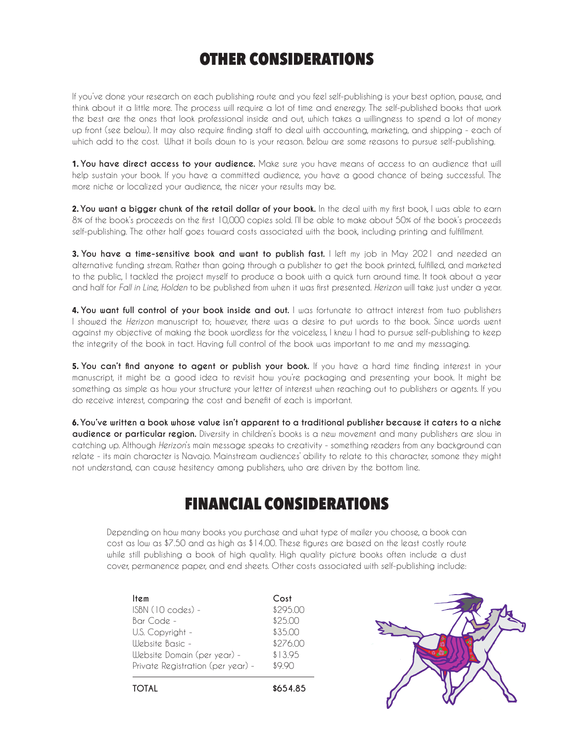# OTHER CONSIDERATIONS

If you've done your research on each publishing route and you feel self-publishing is your best option, pause, and think about it a little more. The process will require a lot of time and eneregy. The self-published books that work the best are the ones that look professional inside and out, which takes a willingness to spend a lot of money up front (see below). It may also require finding staff to deal with accounting, marketing, and shipping - each of which add to the cost. What it boils down to is your reason. Below are some reasons to pursue self-publishing.

**1. You have direct access to your audience.** Make sure you have means of access to an audience that will help sustain your book. If you have a committed audience, you have a good chance of being successful. The more niche or localized your audience, the nicer your results may be.

**2. You want a bigger chunk of the retail dollar of your book.** In the deal with my first book, I was able to earn 8% of the book's proceeds on the first 10,000 copies sold. I'll be able to make about 50% of the book's proceeds self-publishing. The other half goes toward costs associated with the book, including printing and fulfillment.

**3. You have a time-sensitive book and want to publish fast.** I left my job in May 2021 and needed an alternative funding stream. Rather than going through a publisher to get the book printed, fulfilled, and marketed to the public, I tackled the project myself to produce a book with a quick turn around time. It took about a year and half for *Fall in Line, Holden* to be published from when it was first presented. *Herizon* will take just under a year.

**4. You want full control of your book inside and out.** I was fortunate to attract interest from two publishers I showed the *Herizon* manuscript to; however, there was a desire to put words to the book. Since words went against my objective of making the book wordless for the voiceless, I knew I had to pursue self-publishing to keep the integrity of the book in tact. Having full control of the book was important to me and my messaging.

**5. You can't find anyone to agent or publish your book.** If you have a hard time finding interest in your manuscript, it might be a good idea to revisit how you're packaging and presenting your book. It might be something as simple as how your structure your letter of interest when reaching out to publishers or agents. If you do receive interest, comparing the cost and benefit of each is important.

**6. You've written a book whose value isn't apparent to a traditional publisher because it caters to a niche audience or particular region.** Diversity in children's books is a new movement and many publishers are slow in catching up. Although *Herizon*'s main message speaks to creativity - something readers from any background can relate - its main character is Navajo. Mainstream audiences' ability to relate to this character, somone they might not understand, can cause hesitency among publishers, who are driven by the bottom line.

# FINANCIAL CONSIDERATIONS

Depending on how many books you purchase and what type of mailer you choose, a book can cost as low as $7.50 and as high as $14.00. These figures are based on the least costly route while still publishing a book of high quality. High quality picture books often include a dust cover, permanence paper, and end sheets. Other costs associated with self-publishing include:

| Item | Cost |
|---|---|
| ISBN (10 codes) - | $295.00 |
| Bar Code - | $25.00 |
| U.S. Copyright - | $35.00 |
| Website Basic - | $276.00 |
| Website Domain (per year) - | $13.95 |
| Private Registration (per year) - | $9.90 |
| **TOTAL** | **$654.85** |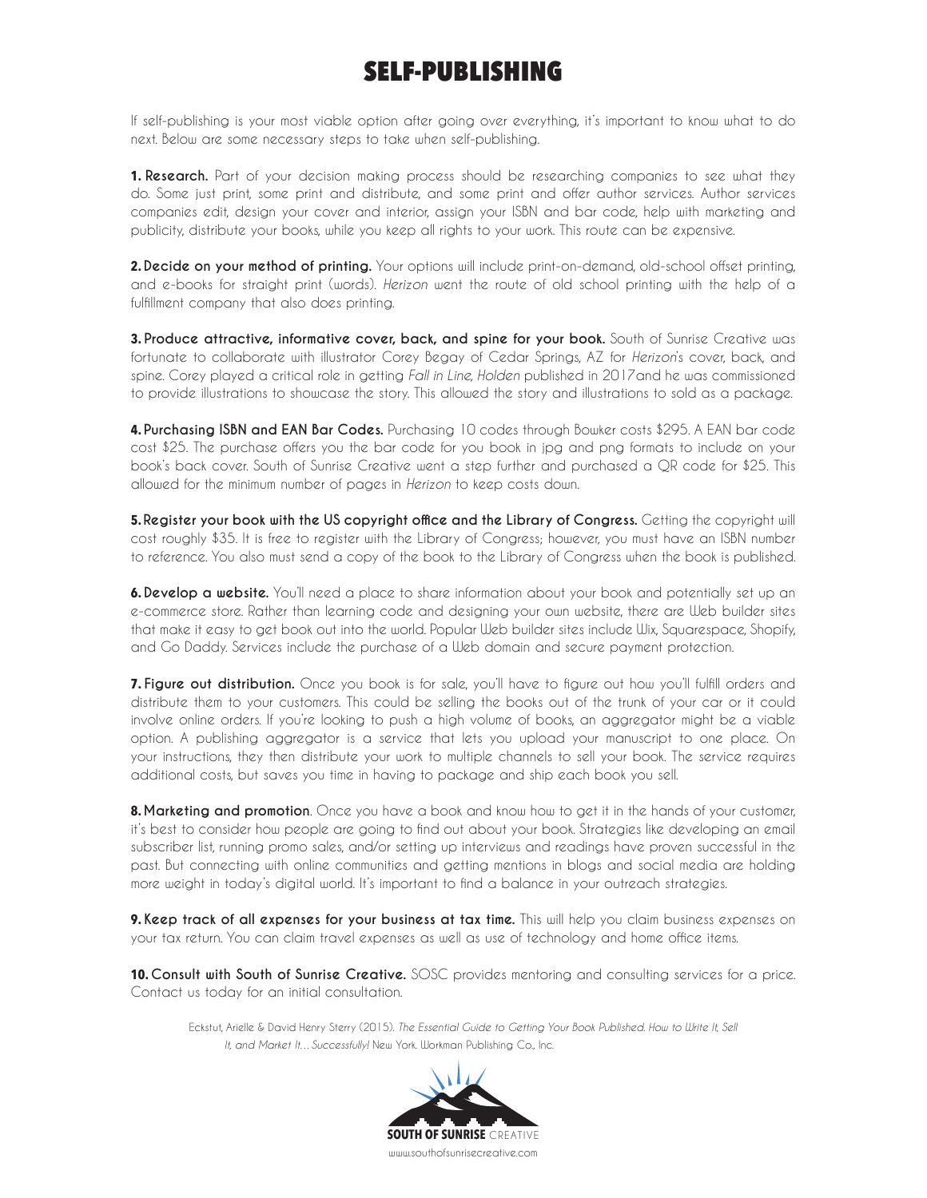# SELF-PUBLISHING

If self-publishing is your most viable option after going over everything, it's important to know what to do next. Below are some necessary steps to take when self-publishing.

**1. Research.** Part of your decision making process should be researching companies to see what they do. Some just print, some print and distribute, and some print and offer author services. Author services companies edit, design your cover and interior, assign your ISBN and bar code, help with marketing and publicity, distribute your books, while you keep all rights to your work. This route can be expensive.

**2. Decide on your method of printing.** Your options will include print-on-demand, old-school offset printing, and e-books for straight print (words). *Herizon* went the route of old school printing with the help of a fulfillment company that also does printing.

**3. Produce attractive, informative cover, back, and spine for your book.** South of Sunrise Creative was fortunate to collaborate with illustrator Corey Begay of Cedar Springs, AZ for *Herizon*'s cover, back, and spine. Corey played a critical role in getting *Fall in Line, Holden* published in 2017and he was commissioned to provide illustrations to showcase the story. This allowed the story and illustrations to sold as a package.

**4. Purchasing ISBN and EAN Bar Codes.** Purchasing 10 codes through Bowker costs $295. A EAN bar code cost $25. The purchase offers you the bar code for you book in jpg and png formats to include on your book's back cover. South of Sunrise Creative went a step further and purchased a QR code for $25. This allowed for the minimum number of pages in *Herizon* to keep costs down.

**5. Register your book with the US copyright office and the Library of Congress.** Getting the copyright will cost roughly $35. It is free to register with the Library of Congress; however, you must have an ISBN number to reference. You also must send a copy of the book to the Library of Congress when the book is published.

**6. Develop a website.** You'll need a place to share information about your book and potentially set up an e-commerce store. Rather than learning code and designing your own website, there are Web builder sites that make it easy to get book out into the world. Popular Web builder sites include Wix, Squarespace, Shopify, and Go Daddy. Services include the purchase of a Web domain and secure payment protection.

**7. Figure out distribution.** Once you book is for sale, you'll have to figure out how you'll fulfill orders and distribute them to your customers. This could be selling the books out of the trunk of your car or it could involve online orders. If you're looking to push a high volume of books, an aggregator might be a viable option. A publishing aggregator is a service that lets you upload your manuscript to one place. On your instructions, they then distribute your work to multiple channels to sell your book. The service requires additional costs, but saves you time in having to package and ship each book you sell.

**8. Marketing and promotion**. Once you have a book and know how to get it in the hands of your customer, it's best to consider how people are going to find out about your book. Strategies like developing an email subscriber list, running promo sales, and/or setting up interviews and readings have proven successful in the past. But connecting with online communities and getting mentions in blogs and social media are holding more weight in today's digital world. It's important to find a balance in your outreach strategies.

**9. Keep track of all expenses for your business at tax time.** This will help you claim business expenses on your tax return. You can claim travel expenses as well as use of technology and home office items.

**10. Consult with South of Sunrise Creative.** SOSC provides mentoring and consulting services for a price. Contact us today for an initial consultation.

Eckstut, Arielle & David Henry Sterry (2015). *The Essential Guide to Getting Your Book Published. How to Write It, Sell It, and Market It… Successfully!* New York. Workman Publishing Co., Inc.

SOUTH OF SUNRISE CREATIVE

www.southofsunrisecreative.com